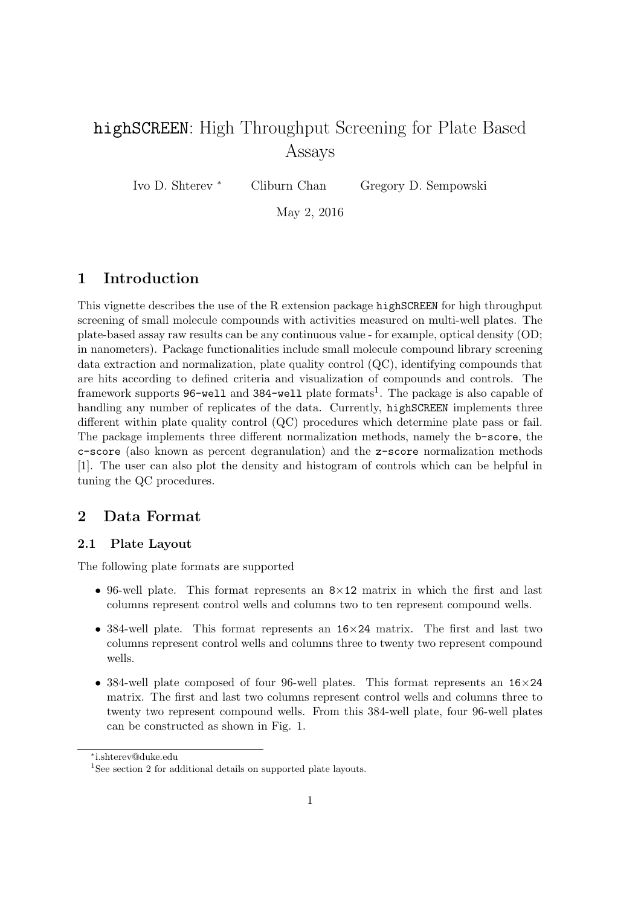# highSCREEN: High Throughput Screening for Plate Based Assays

Ivo D. Shterev [*]   Cliburn Chan   Gregory D. Sempowski

May 2, 2016

## 1 Introduction

This vignette describes the use of the R extension package highSCREEN for high throughput screening of small molecule compounds with activities measured on multi-well plates. The plate-based assay raw results can be any continuous value - for example, optical density (OD; in nanometers). Package functionalities include small molecule compound library screening data extraction and normalization, plate quality control (QC), identifying compounds that are hits according to defined criteria and visualization of compounds and controls. The framework supports `96-well` and `384-well` plate formats[1]. The package is also capable of handling any number of replicates of the data. Currently, highSCREEN implements three different within plate quality control (QC) procedures which determine plate pass or fail. The package implements three different normalization methods, namely the `b-score`, the `c-score` (also known as percent degranulation) and the `z-score` normalization methods [1]. The user can also plot the density and histogram of controls which can be helpful in tuning the QC procedures.

## 2 Data Format

### 2.1 Plate Layout

The following plate formats are supported

- 96-well plate. This format represents an `8`$\times$`12` matrix in which the first and last columns represent control wells and columns two to ten represent compound wells.
- 384-well plate. This format represents an `16`$\times$`24` matrix. The first and last two columns represent control wells and columns three to twenty two represent compound wells.
- 384-well plate composed of four 96-well plates. This format represents an `16`$\times$`24` matrix. The first and last two columns represent control wells and columns three to twenty two represent compound wells. From this 384-well plate, four 96-well plates can be constructed as shown in Fig. 1.

---

[*] i.shterev@duke.edu

[1] See section 2 for additional details on supported plate layouts.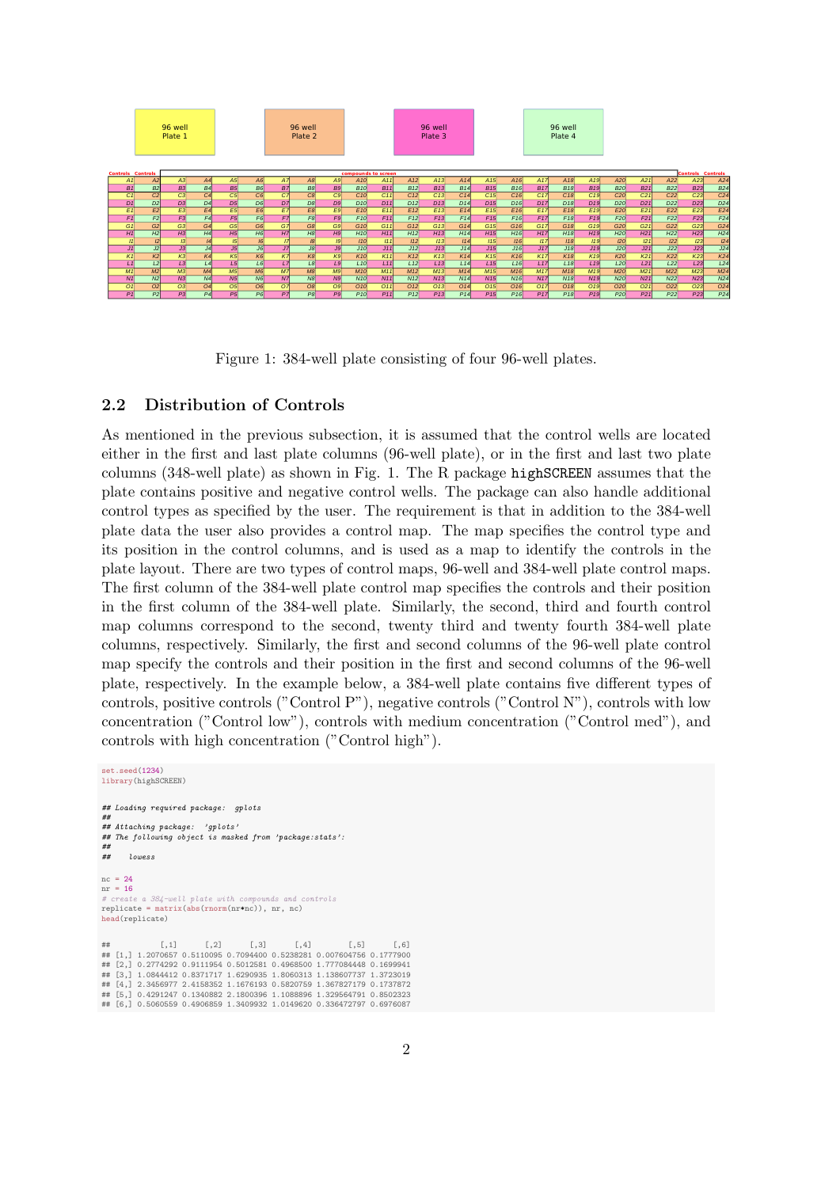| | | | | | | | | | | | | | | | | | | | | | | | |
|---|---|---|---|---|---|---|---|---|---|---|---|---|---|---|---|---|---|---|---|---|---|---|---|
| | | | 96 well Plate 1 | | | | | 96 well Plate 2 | | | | | 96 well Plate 3 | | | | | 96 well Plate 4 | | | | | |

| Controls | Controls | compounds to screen | | | | | | | | | | | | | | | | | | | | Controls | Controls |
|---|---|---|---|---|---|---|---|---|---|---|---|---|---|---|---|---|---|---|---|---|---|---|---|
| A1 | A2 | A3 | A4 | A5 | A6 | A7 | A8 | A9 | A10 | A11 | A12 | A13 | A14 | A15 | A16 | A17 | A18 | A19 | A20 | A21 | A22 | A23 | A24 |
| B1 | B2 | B3 | B4 | B5 | B6 | B7 | B8 | B9 | B10 | B11 | B12 | B13 | B14 | B15 | B16 | B17 | B18 | B19 | B20 | B21 | B22 | B23 | B24 |
| C1 | C2 | C3 | C4 | C5 | C6 | C7 | C8 | C9 | C10 | C11 | C12 | C13 | C14 | C15 | C16 | C17 | C18 | C19 | C20 | C21 | C22 | C23 | C24 |
| D1 | D2 | D3 | D4 | D5 | D6 | D7 | D8 | D9 | D10 | D11 | D12 | D13 | D14 | D15 | D16 | D17 | D18 | D19 | D20 | D21 | D22 | D23 | D24 |
| E1 | E2 | E3 | E4 | E5 | E6 | E7 | E8 | E9 | E10 | E11 | E12 | E13 | E14 | E15 | E16 | E17 | E18 | E19 | E20 | E21 | E22 | E23 | E24 |
| F1 | F2 | F3 | F4 | F5 | F6 | F7 | F8 | F9 | F10 | F11 | F12 | F13 | F14 | F15 | F16 | F17 | F18 | F19 | F20 | F21 | F22 | F23 | F24 |
| G1 | G2 | G3 | G4 | G5 | G6 | G7 | G8 | G9 | G10 | G11 | G12 | G13 | G14 | G15 | G16 | G17 | G18 | G19 | G20 | G21 | G22 | G23 | G24 |
| H1 | H2 | H3 | H4 | H5 | H6 | H7 | H8 | H9 | H10 | H11 | H12 | H13 | H14 | H15 | H16 | H17 | H18 | H19 | H20 | H21 | H22 | H23 | H24 |
| I1 | I2 | I3 | I4 | I5 | I6 | I7 | I8 | I9 | I10 | I11 | I12 | I13 | I14 | I15 | I16 | I17 | I18 | I19 | I20 | I21 | I22 | I23 | I24 |
| J1 | J2 | J3 | J4 | J5 | J6 | J7 | J8 | J9 | J10 | J11 | J12 | J13 | J14 | J15 | J16 | J17 | J18 | J19 | J20 | J21 | J22 | J23 | J24 |
| K1 | K2 | K3 | K4 | K5 | K6 | K7 | K8 | K9 | K10 | K11 | K12 | K13 | K14 | K15 | K16 | K17 | K18 | K19 | K20 | K21 | K22 | K23 | K24 |
| L1 | L2 | L3 | L4 | L5 | L6 | L7 | L8 | L9 | L10 | L11 | L12 | L13 | L14 | L15 | L16 | L17 | L18 | L19 | L20 | L21 | L22 | L23 | L24 |
| M1 | M2 | M3 | M4 | M5 | M6 | M7 | M8 | M9 | M10 | M11 | M12 | M13 | M14 | M15 | M16 | M17 | M18 | M19 | M20 | M21 | M22 | M23 | M24 |
| N1 | N2 | N3 | N4 | N5 | N6 | N7 | N8 | N9 | N10 | N11 | N12 | N13 | N14 | N15 | N16 | N17 | N18 | N19 | N20 | N21 | N22 | N23 | N24 |
| O1 | O2 | O3 | O4 | O5 | O6 | O7 | O8 | O9 | O10 | O11 | O12 | O13 | O14 | O15 | O16 | O17 | O18 | O19 | O20 | O21 | O22 | O23 | O24 |
| P1 | P2 | P3 | P4 | P5 | P6 | P7 | P8 | P9 | P10 | P11 | P12 | P13 | P14 | P15 | P16 | P17 | P18 | P19 | P20 | P21 | P22 | P23 | P24 |

Figure 1: 384-well plate consisting of four 96-well plates.

## 2.2 Distribution of Controls

As mentioned in the previous subsection, it is assumed that the control wells are located either in the first and last plate columns (96-well plate), or in the first and last two plate columns (348-well plate) as shown in Fig. 1. The R package highSCREEN assumes that the plate contains positive and negative control wells. The package can also handle additional control types as specified by the user. The requirement is that in addition to the 384-well plate data the user also provides a control map. The map specifies the control type and its position in the control columns, and is used as a map to identify the controls in the plate layout. There are two types of control maps, 96-well and 384-well plate control maps. The first column of the 384-well plate control map specifies the controls and their position in the first column of the 384-well plate. Similarly, the second, third and fourth control map columns correspond to the second, twenty third and twenty fourth 384-well plate columns, respectively. Similarly, the first and second columns of the 96-well plate control map specify the controls and their position in the first and second columns of the 96-well plate, respectively. In the example below, a 384-well plate contains five different types of controls, positive controls ("Control P"), negative controls ("Control N"), controls with low concentration ("Control low"), controls with medium concentration ("Control med"), and controls with high concentration ("Control high").

```
set.seed(1234)
library(highSCREEN)

## Loading required package:  gplots
##
## Attaching package:  'gplots'
## The following object is masked from 'package:stats':
##
##     lowess

nc = 24
nr = 16
# create a 384-well plate with compounds and controls
replicate = matrix(abs(rnorm(nr*nc)), nr, nc)
head(replicate)

##           [,1]      [,2]      [,3]      [,4]        [,5]      [,6]
## [1,] 1.2070657 0.5110095 0.7094400 0.5238281 0.007604756 0.1777900
## [2,] 0.2774292 0.9111954 0.5012581 0.4968500 1.777084448 0.1699941
## [3,] 1.0844412 0.8371717 1.6290935 1.8060313 1.138607737 1.3723019
## [4,] 2.3456977 2.4158352 1.1676193 0.5820759 1.367827179 0.1737872
## [5,] 0.4291247 0.1340882 2.1800396 1.1088896 1.329564791 0.8502323
## [6,] 0.5060559 0.4906859 1.3409932 1.0149620 0.336472797 0.6976087
```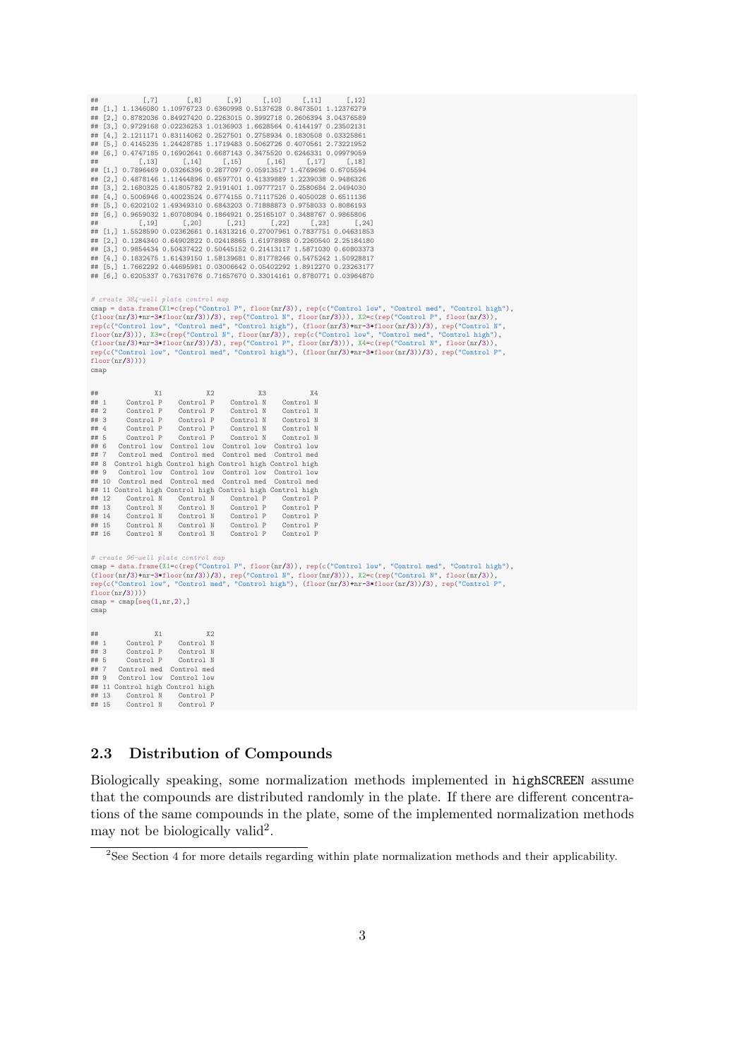```
##           [,7]       [,8]      [,9]      [,10]      [,11]      [,12]
## [1,] 1.1346080 1.10976723 0.6360998 0.5137628 0.8473501 1.12376279
## [2,] 0.8782036 0.84927420 0.2263015 0.3992718 0.2606394 3.04376589
## [3,] 0.9729168 0.02236253 1.0136903 1.6628564 0.4144197 0.23502131
## [4,] 2.1211171 0.83114062 0.2527501 0.2758934 0.1830508 0.03325861
## [5,] 0.4145235 1.24428785 1.1719483 0.5062726 0.4070561 2.73221952
## [6,] 0.4747185 0.16902641 0.6687143 0.3475520 0.6246331 0.09979059
##          [,13]      [,14]     [,15]      [,16]     [,17]      [,18]
## [1,] 0.7896469 0.03266396 0.2877097 0.05913517 1.4769696 0.6705594
## [2,] 0.4878146 1.11444896 0.6597701 0.41339889 1.2239038 0.9486326
## [3,] 2.1680325 0.41805782 2.9191401 1.09777217 0.2580684 2.0494030
## [4,] 0.5006946 0.40023524 0.6774155 0.71117526 0.4050028 0.6511136
## [5,] 0.6202102 1.49349310 0.6843203 0.71888873 0.9758033 0.8086193
## [6,] 0.9659032 1.60708094 0.1864921 0.25165107 0.3488767 0.9865806
##          [,19]      [,20]      [,21]      [,22]     [,23]      [,24]
## [1,] 1.5528590 0.02362661 0.14313216 0.27007961 0.7837751 0.04631853
## [2,] 0.1284340 0.64902822 0.02418865 1.61978988 0.2260540 2.25184180
## [3,] 0.9854434 0.50437422 0.50445152 0.21413117 1.5871030 0.60803373
## [4,] 0.1832475 1.61439150 1.58139681 0.81778246 0.5475242 1.50928817
## [5,] 1.7662292 0.44695981 0.03006642 0.05402292 1.8912270 0.23263177
## [6,] 0.6205337 0.76317676 0.71657670 0.33014161 0.8780771 0.03964870
```

```
# create 384-well plate control map
cmap = data.frame(X1=c(rep("Control P", floor(nr/3)), rep(c("Control low", "Control med", "Control high"),
(floor(nr/3)+nr-3*floor(nr/3))/3), rep("Control N", floor(nr/3))), X2=c(rep("Control P", floor(nr/3)),
rep(c("Control low", "Control med", "Control high"), (floor(nr/3)+nr-3*floor(nr/3))/3), rep("Control N",
floor(nr/3))), X3=c(rep("Control N", floor(nr/3)), rep(c("Control low", "Control med", "Control high"),
(floor(nr/3)+nr-3*floor(nr/3))/3), rep("Control P", floor(nr/3))), X4=c(rep("Control N", floor(nr/3)),
rep(c("Control low", "Control med", "Control high"), (floor(nr/3)+nr-3*floor(nr/3))/3), rep("Control P",
floor(nr/3))))
cmap
```

```
##              X1           X2           X3           X4
## 1     Control P    Control P    Control N    Control N
## 2     Control P    Control P    Control N    Control N
## 3     Control P    Control P    Control N    Control N
## 4     Control P    Control P    Control N    Control N
## 5     Control P    Control P    Control N    Control N
## 6   Control low  Control low  Control low  Control low
## 7   Control med  Control med  Control med  Control med
## 8  Control high Control high Control high Control high
## 9   Control low  Control low  Control low  Control low
## 10  Control med  Control med  Control med  Control med
## 11 Control high Control high Control high Control high
## 12    Control N    Control N    Control P    Control P
## 13    Control N    Control N    Control P    Control P
## 14    Control N    Control N    Control P    Control P
## 15    Control N    Control N    Control P    Control P
## 16    Control N    Control N    Control P    Control P
```

```
# create 96-well plate control map
cmap = data.frame(X1=c(rep("Control P", floor(nr/3)), rep(c("Control low", "Control med", "Control high"),
(floor(nr/3)+nr-3*floor(nr/3))/3), rep("Control N", floor(nr/3))), X2=c(rep("Control N", floor(nr/3)),
rep(c("Control low", "Control med", "Control high"), (floor(nr/3)+nr-3*floor(nr/3))/3), rep("Control P",
floor(nr/3))))
cmap = cmap[seq(1,nr,2),]
cmap
```

```
##              X1           X2
## 1     Control P    Control N
## 3     Control P    Control N
## 5     Control P    Control N
## 7   Control med  Control med
## 9   Control low  Control low
## 11 Control high Control high
## 13    Control N    Control P
## 15    Control N    Control P
```

### 2.3 Distribution of Compounds

Biologically speaking, some normalization methods implemented in highSCREEN assume that the compounds are distributed randomly in the plate. If there are different concentrations of the same compounds in the plate, some of the implemented normalization methods may not be biologically valid[2].

[2] See Section 4 for more details regarding within plate normalization methods and their applicability.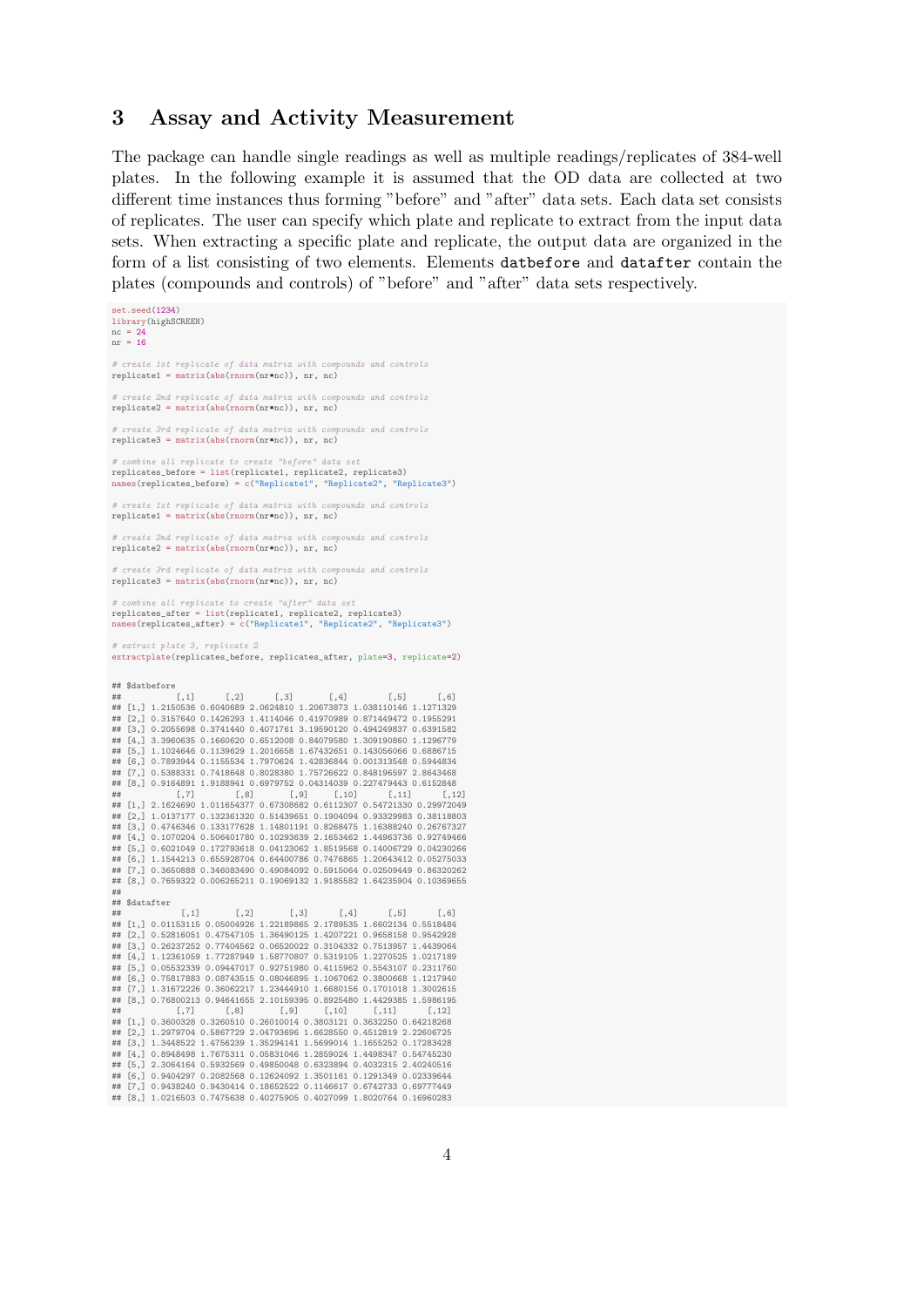## 3 Assay and Activity Measurement

The package can handle single readings as well as multiple readings/replicates of 384-well plates. In the following example it is assumed that the OD data are collected at two different time instances thus forming "before" and "after" data sets. Each data set consists of replicates. The user can specify which plate and replicate to extract from the input data sets. When extracting a specific plate and replicate, the output data are organized in the form of a list consisting of two elements. Elements `datbefore` and `datafter` contain the plates (compounds and controls) of "before" and "after" data sets respectively.

```
set.seed(1234)
library(highSCREEN)
nc = 24
nr = 16

# create 1st replicate of data matrix with compounds and controls
replicate1 = matrix(abs(rnorm(nr*nc)), nr, nc)

# create 2nd replicate of data matrix with compounds and controls
replicate2 = matrix(abs(rnorm(nr*nc)), nr, nc)

# create 3rd replicate of data matrix with compounds and controls
replicate3 = matrix(abs(rnorm(nr*nc)), nr, nc)

# combine all replicate to create "before" data set
replicates_before = list(replicate1, replicate2, replicate3)
names(replicates_before) = c("Replicate1", "Replicate2", "Replicate3")

# create 1st replicate of data matrix with compounds and controls
replicate1 = matrix(abs(rnorm(nr*nc)), nr, nc)

# create 2nd replicate of data matrix with compounds and controls
replicate2 = matrix(abs(rnorm(nr*nc)), nr, nc)

# create 3rd replicate of data matrix with compounds and controls
replicate3 = matrix(abs(rnorm(nr*nc)), nr, nc)

# combine all replicate to create "after" data set
replicates_after = list(replicate1, replicate2, replicate3)
names(replicates_after) = c("Replicate1", "Replicate2", "Replicate3")

# extract plate 3, replicate 2
extractplate(replicates_before, replicates_after, plate=3, replicate=2)
```

```
## $datbefore
##           [,1]      [,2]      [,3]       [,4]        [,5]      [,6]
## [1,] 1.2150536 0.6040689 2.0624810 1.20673873 1.038110146 1.1271329
## [2,] 0.3157640 0.1426293 1.4114046 0.41970989 0.871449472 0.1955291
## [3,] 0.2055698 0.3741440 0.4071761 3.19590120 0.494249837 0.6391582
## [4,] 3.3960635 0.1660620 0.6512008 0.84079580 1.309190860 1.1296779
## [5,] 1.1024646 0.1139629 1.2016658 1.67432651 0.143056066 0.6886715
## [6,] 0.7893944 0.1155534 1.7970624 1.42836844 0.001313548 0.5944834
## [7,] 0.5388331 0.7418648 0.8028380 1.75726622 0.848196597 2.8643468
## [8,] 0.9164891 1.9188941 0.6979752 0.04314039 0.227479443 0.6152848
##           [,7]        [,8]       [,9]     [,10]      [,11]      [,12]
## [1,] 2.1624690 1.011654377 0.67308682 0.6112307 0.54721330 0.29972049
## [2,] 1.0137177 0.132361320 0.51439651 0.1904094 0.93329983 0.38118803
## [3,] 0.4746346 0.133177628 1.14801191 0.8268475 1.16388240 0.26767327
## [4,] 0.1070204 0.506401780 0.10293639 2.1653462 1.44963736 0.92749466
## [5,] 0.6021049 0.172793618 0.04123062 1.8519568 0.14006729 0.04230266
## [6,] 1.1544213 0.655928704 0.64400786 0.7476865 1.20643412 0.05275033
## [7,] 0.3650888 0.346083490 0.49084092 0.5915064 0.02509449 0.86320262
## [8,] 0.7659322 0.006265211 0.19069132 1.9185582 1.64235904 0.10369655
##
## $datafter
##            [,1]       [,2]       [,3]      [,4]      [,5]      [,6]
## [1,] 0.01153115 0.05004926 1.22189865 2.1789535 1.6602134 0.5518484
## [2,] 0.52816051 0.47547105 1.36490125 1.4207221 0.9658158 0.9542928
## [3,] 0.26237252 0.77404562 0.06520022 0.3104332 0.7513957 1.4439064
## [4,] 1.12361059 1.77287949 1.58770807 0.5319105 1.2270525 1.0217189
## [5,] 0.05532339 0.09447017 0.92751980 0.4115962 0.5543107 0.2311760
## [6,] 0.75817883 0.08743515 0.08046895 1.1067062 0.3800668 1.1217940
## [7,] 1.31672226 0.36062217 1.23444910 1.6680156 0.1701018 1.3002615
## [8,] 0.76800213 0.94641655 2.10159395 0.8925480 1.4429385 1.5986195
##           [,7]      [,8]       [,9]     [,10]     [,11]      [,12]
## [1,] 0.3600328 0.3260510 0.26010014 0.3803121 0.3632250 0.64218268
## [2,] 1.2979704 0.5867729 2.04793696 1.6628550 0.4512819 2.22606725
## [3,] 1.3448522 1.4756239 1.35294141 1.5699014 1.1655252 0.17283428
## [4,] 0.8948498 1.7675311 0.05831046 1.2859024 1.4498347 0.54745230
## [5,] 2.3064164 0.5932569 0.49850048 0.6323894 0.4032315 2.40240516
## [6,] 0.9404297 0.2082568 0.12624092 1.3501161 0.1291349 0.02339644
## [7,] 0.9438240 0.9430414 0.18652522 0.1146617 0.6742733 0.69777449
## [8,] 1.0216503 0.7475638 0.40275905 0.4027099 1.8020764 0.16960283
```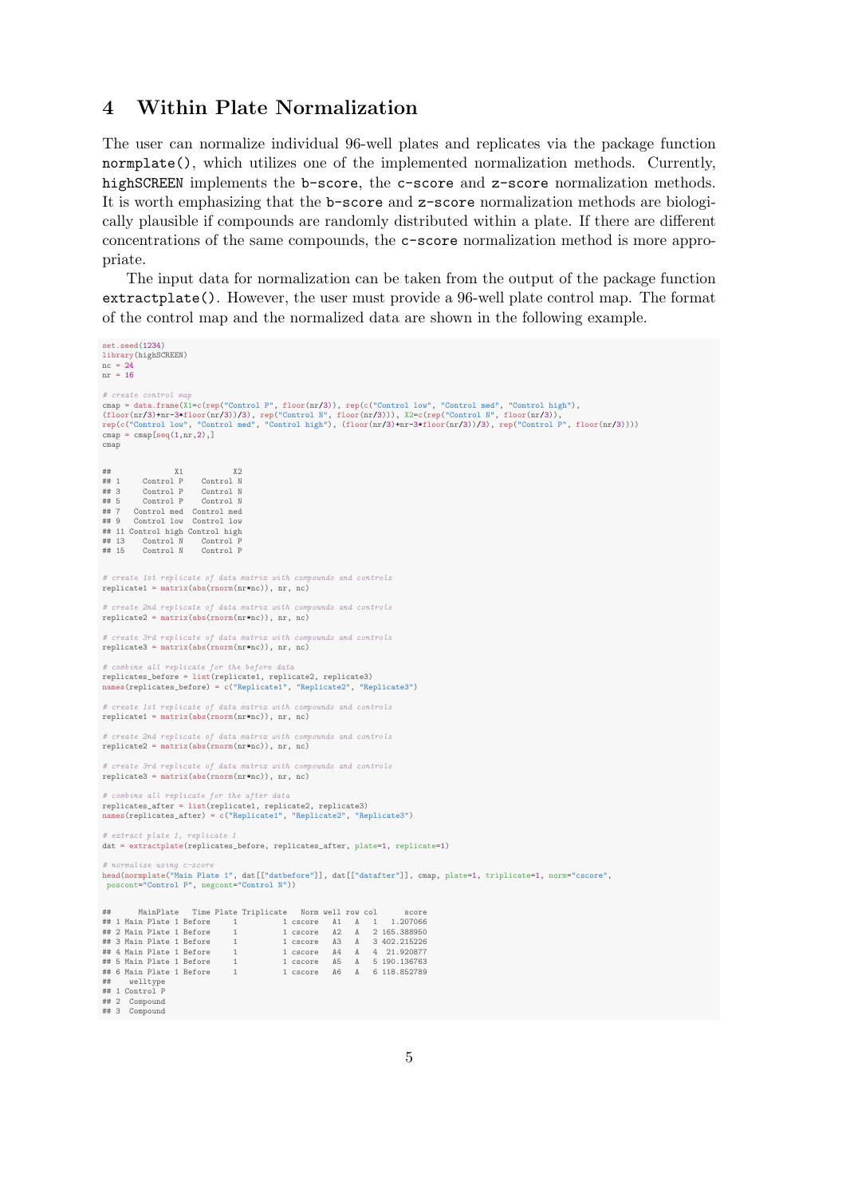# 4 Within Plate Normalization

The user can normalize individual 96-well plates and replicates via the package function `normplate()`, which utilizes one of the implemented normalization methods. Currently, `highSCREEN` implements the `b-score`, the `c-score` and `z-score` normalization methods. It is worth emphasizing that the `b-score` and `z-score` normalization methods are biologically plausible if compounds are randomly distributed within a plate. If there are different concentrations of the same compounds, the `c-score` normalization method is more appropriate.

The input data for normalization can be taken from the output of the package function `extractplate()`. However, the user must provide a 96-well plate control map. The format of the control map and the normalized data are shown in the following example.

```
set.seed(1234)
library(highSCREEN)
nc = 24
nr = 16

# create control map
cmap = data.frame(X1=c(rep("Control P", floor(nr/3)), rep(c("Control low", "Control med", "Control high"),
(floor(nr/3)+nr-3*floor(nr/3))/3), rep("Control N", floor(nr/3))), X2=c(rep("Control N", floor(nr/3)),
rep(c("Control low", "Control med", "Control high"), (floor(nr/3)+nr-3*floor(nr/3))/3), rep("Control P", floor(nr/3))))
cmap = cmap[seq(1,nr,2),]
cmap

##              X1           X2
## 1     Control P    Control N
## 3     Control P    Control N
## 5     Control P    Control N
## 7   Control med  Control med
## 9   Control low  Control low
## 11 Control high Control high
## 13    Control N    Control P
## 15    Control N    Control P

# create 1st replicate of data matrix with compounds and controls
replicate1 = matrix(abs(rnorm(nr*nc)), nr, nc)

# create 2nd replicate of data matrix with compounds and controls
replicate2 = matrix(abs(rnorm(nr*nc)), nr, nc)

# create 3rd replicate of data matrix with compounds and controls
replicate3 = matrix(abs(rnorm(nr*nc)), nr, nc)

# combine all replicate for the before data
replicates_before = list(replicate1, replicate2, replicate3)
names(replicates_before) = c("Replicate1", "Replicate2", "Replicate3")

# create 1st replicate of data matrix with compounds and controls
replicate1 = matrix(abs(rnorm(nr*nc)), nr, nc)

# create 2nd replicate of data matrix with compounds and controls
replicate2 = matrix(abs(rnorm(nr*nc)), nr, nc)

# create 3rd replicate of data matrix with compounds and controls
replicate3 = matrix(abs(rnorm(nr*nc)), nr, nc)

# combine all replicate for the after data
replicates_after = list(replicate1, replicate2, replicate3)
names(replicates_after) = c("Replicate1", "Replicate2", "Replicate3")

# extract plate 1, replicate 1
dat = extractplate(replicates_before, replicates_after, plate=1, replicate=1)

# normalize using c-score
head(normplate("Main Plate 1", dat[["datbefore"]], dat[["datafter"]], cmap, plate=1, triplicate=1, norm="cscore",
 poscont="Control P", negcont="Control N"))

##      MainPlate   Time Plate Triplicate   Norm well row col      score
## 1 Main Plate 1 Before     1          1 cscore   A1   A   1   1.207066
## 2 Main Plate 1 Before     1          1 cscore   A2   A   2 165.388950
## 3 Main Plate 1 Before     1          1 cscore   A3   A   3 402.215226
## 4 Main Plate 1 Before     1          1 cscore   A4   A   4  21.920877
## 5 Main Plate 1 Before     1          1 cscore   A5   A   5 190.136763
## 6 Main Plate 1 Before     1          1 cscore   A6   A   6 118.852789
##    welltype
## 1 Control P
## 2  Compound
## 3  Compound
```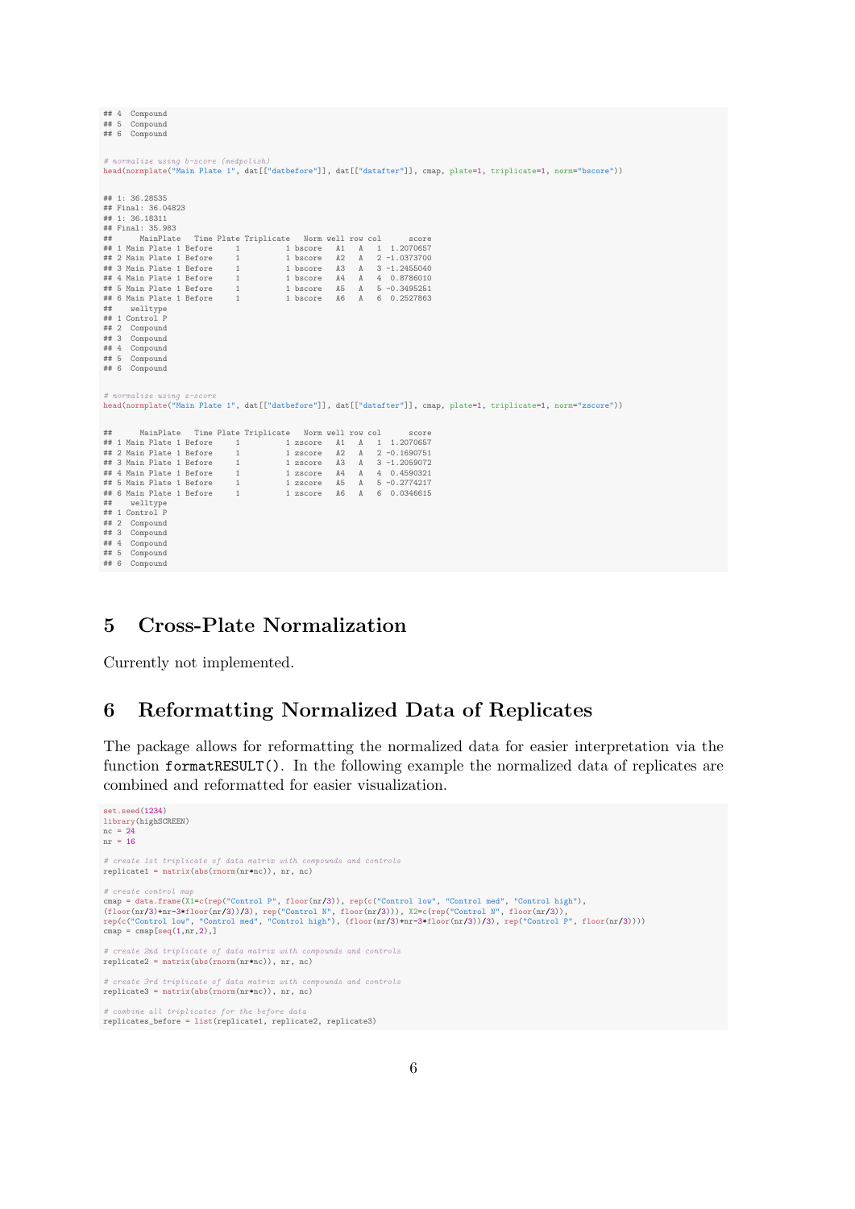```
## 4  Compound
## 5  Compound
## 6  Compound

# normalize using b-score (medpolish)
head(normplate("Main Plate 1", dat[["datbefore"]], dat[["datafter"]], cmap, plate=1, triplicate=1, norm="bscore"))

## 1: 36.28535
## Final: 36.04823
## 1: 36.18311
## Final: 35.983
##      MainPlate   Time Plate Triplicate   Norm well row col      score
## 1 Main Plate 1 Before     1          1 bscore   A1   A   1  1.2070657
## 2 Main Plate 1 Before     1          1 bscore   A2   A   2 -1.0373700
## 3 Main Plate 1 Before     1          1 bscore   A3   A   3 -1.2455040
## 4 Main Plate 1 Before     1          1 bscore   A4   A   4  0.8786010
## 5 Main Plate 1 Before     1          1 bscore   A5   A   5 -0.3495251
## 6 Main Plate 1 Before     1          1 bscore   A6   A   6  0.2527863
##    welltype
## 1 Control P
## 2  Compound
## 3  Compound
## 4  Compound
## 5  Compound
## 6  Compound

# normalize using z-score
head(normplate("Main Plate 1", dat[["datbefore"]], dat[["datafter"]], cmap, plate=1, triplicate=1, norm="zscore"))

##      MainPlate   Time Plate Triplicate   Norm well row col      score
## 1 Main Plate 1 Before     1          1 zscore   A1   A   1  1.2070657
## 2 Main Plate 1 Before     1          1 zscore   A2   A   2 -0.1690751
## 3 Main Plate 1 Before     1          1 zscore   A3   A   3 -1.2059072
## 4 Main Plate 1 Before     1          1 zscore   A4   A   4  0.4590321
## 5 Main Plate 1 Before     1          1 zscore   A5   A   5 -0.2774217
## 6 Main Plate 1 Before     1          1 zscore   A6   A   6  0.0346615
##    welltype
## 1 Control P
## 2  Compound
## 3  Compound
## 4  Compound
## 5  Compound
## 6  Compound
```

# 5 Cross-Plate Normalization

Currently not implemented.

# 6 Reformatting Normalized Data of Replicates

The package allows for reformatting the normalized data for easier interpretation via the function `formatRESULT()`. In the following example the normalized data of replicates are combined and reformatted for easier visualization.

```
set.seed(1234)
library(highSCREEN)
nc = 24
nr = 16

# create 1st triplicate of data matrix with compounds and controls
replicate1 = matrix(abs(rnorm(nr*nc)), nr, nc)

# create control map
cmap = data.frame(X1=c(rep("Control P", floor(nr/3)), rep(c("Control low", "Control med", "Control high"),
(floor(nr/3)+nr-3*floor(nr/3))/3), rep("Control N", floor(nr/3))), X2=c(rep("Control N", floor(nr/3)),
rep(c("Control low", "Control med", "Control high"), (floor(nr/3)+nr-3*floor(nr/3))/3), rep("Control P", floor(nr/3))))
cmap = cmap[seq(1,nr,2),]

# create 2nd triplicate of data matrix with compounds and controls
replicate2 = matrix(abs(rnorm(nr*nc)), nr, nc)

# create 3rd triplicate of data matrix with compounds and controls
replicate3 = matrix(abs(rnorm(nr*nc)), nr, nc)

# combine all triplicates for the before data
replicates_before = list(replicate1, replicate2, replicate3)
```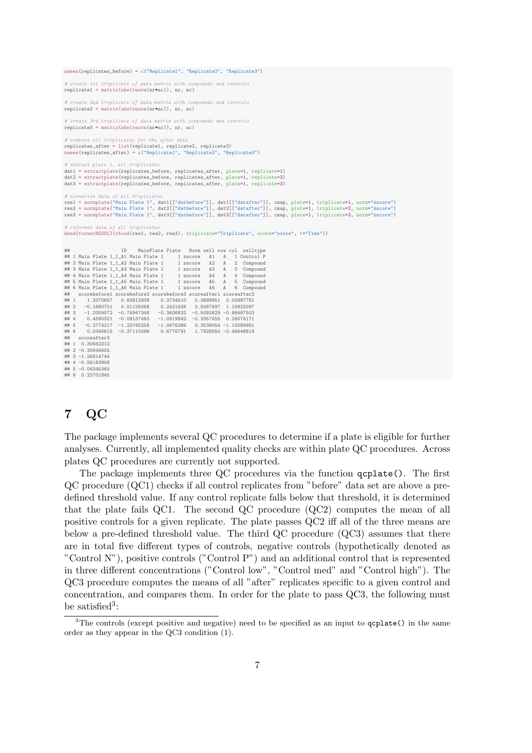```r
names(replicates_before) = c("Replicate1", "Replicate2", "Replicate3")

# create 1st triplicate of data matrix with compounds and controls
replicate1 = matrix(abs(rnorm(nr*nc)), nr, nc)

# create 2nd triplicate of data matrix with compounds and controls
replicate2 = matrix(abs(rnorm(nr*nc)), nr, nc)

# create 3rd triplicate of data matrix with compounds and controls
replicate3 = matrix(abs(rnorm(nr*nc)), nr, nc)

# combine all triplicates for the after data
replicates_after = list(replicate1, replicate2, replicate3)
names(replicates_after) = c("Replicate1", "Replicate2", "Replicate3")

# extract plate 1, all triplicates
dat1 = extractplate(replicates_before, replicates_after, plate=1, replicate=1)
dat2 = extractplate(replicates_before, replicates_after, plate=1, replicate=2)
dat3 = extractplate(replicates_before, replicates_after, plate=1, replicate=3)

# normalize data of all triplicates
res1 = normplate("Main Plate 1", dat1[["datbefore"]], dat1[["datafter"]], cmap, plate=1, triplicate=1, norm="zscore")
res2 = normplate("Main Plate 1", dat2[["datbefore"]], dat2[["datafter"]], cmap, plate=1, triplicate=2, norm="zscore")
res3 = normplate("Main Plate 1", dat3[["datbefore"]], dat3[["datafter"]], cmap, plate=1, triplicate=3, norm="zscore")

# reformat data of all triplicates
head(formatRESULT(rbind(res1, res2, res3), triplicate="Triplicate", score="score", t="Time"))

##                ID   MainPlate Plate   Norm well row col  welltype
## 1 Main Plate 1_1_A1 Main Plate 1     1 zscore   A1   A   1 Control P
## 2 Main Plate 1_1_A2 Main Plate 1     1 zscore   A2   A   2  Compound
## 3 Main Plate 1_1_A3 Main Plate 1     1 zscore   A3   A   3  Compound
## 4 Main Plate 1_1_A4 Main Plate 1     1 zscore   A4   A   4  Compound
## 5 Main Plate 1_1_A5 Main Plate 1     1 zscore   A5   A   5  Compound
## 6 Main Plate 1_1_A6 Main Plate 1     1 zscore   A6   A   6  Compound
##   scorebefore1 scorebefore2 scorebefore3 scoreafter1 scoreafter2
## 1    1.2070657   0.83812938    0.3734610   0.3898951  0.05987781
## 2   -0.1690751   0.51125068    0.2421926   2.5087697  1.16922097
## 3   -1.2059072  -0.74947348   -0.3606832  -0.5092629 -0.96487503
## 4    0.4590321  -0.09137493   -1.0919842  -0.3357455  0.26074171
## 5   -0.2774217  -1.23745258   -1.0676386   0.3536054 -1.10089981
## 6    0.0346615  -0.37110086    0.6776791   1.7928550 -0.46648819
##   scoreafter3
## 1  0.30662212
## 2 -0.30944605
## 3 -1.26814744
## 4 -0.56183908
## 5 -0.04345365
## 6  0.22701845
```

# 7 QC

The package implements several QC procedures to determine if a plate is eligible for further analyses. Currently, all implemented quality checks are within plate QC procedures. Across plates QC procedures are currently not supported.

The package implements three QC procedures via the function `qcplate()`. The first QC procedure (QC1) checks if all control replicates from "before" data set are above a pre-defined threshold value. If any control replicate falls below that threshold, it is determined that the plate fails QC1. The second QC procedure (QC2) computes the mean of all positive controls for a given replicate. The plate passes QC2 iff all of the three means are below a pre-defined threshold value. The third QC procedure (QC3) assumes that there are in total five different types of controls, negative controls (hypothetically denoted as "Control N"), positive controls ("Control P") and an additional control that is represented in three different concentrations ("Control low", "Control med" and "Control high"). The QC3 procedure computes the means of all "after" replicates specific to a given control and concentration, and compares them. In order for the plate to pass QC3, the following must be satisfied[3]:

[3]The controls (except positive and negative) need to be specified as an input to `qcplate()` in the same order as they appear in the QC3 condition (1).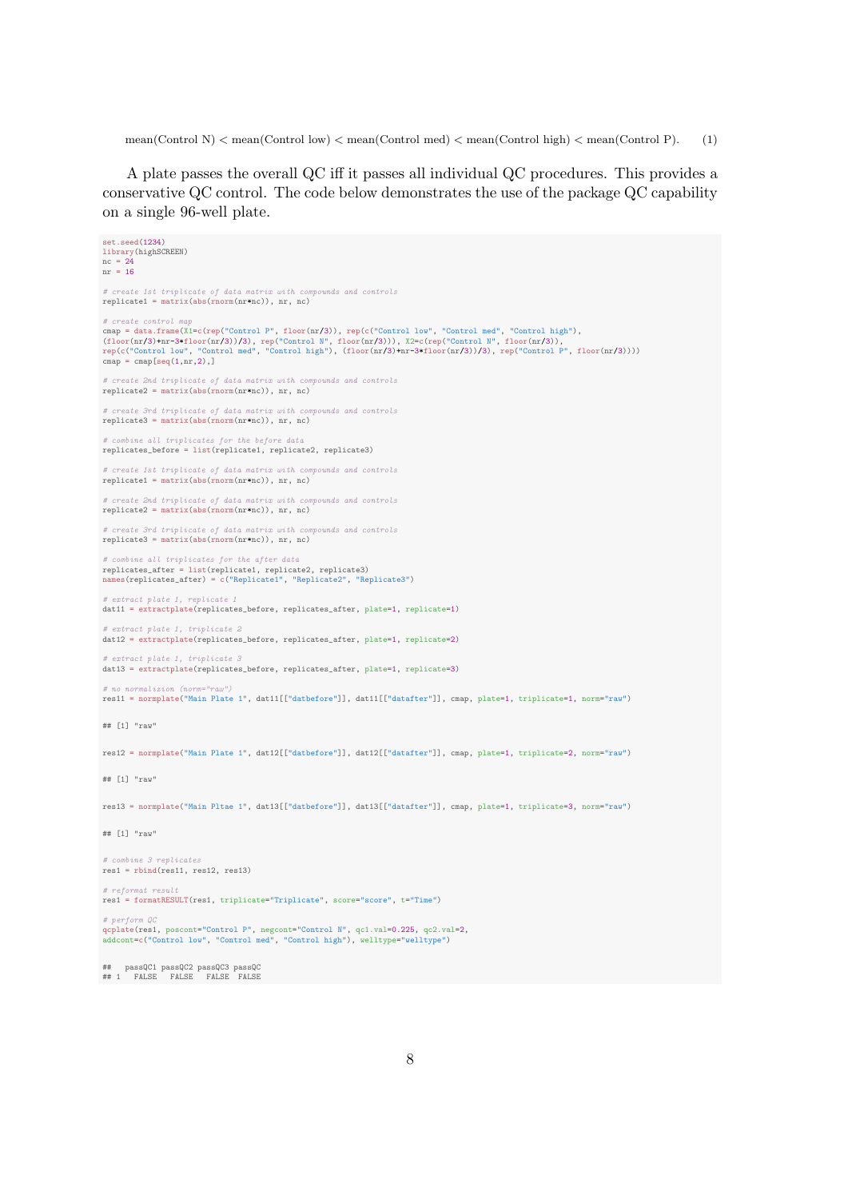$$\text{mean(Control N)} < \text{mean(Control low)} < \text{mean(Control med)} < \text{mean(Control high)} < \text{mean(Control P)}. \quad (1)$$

A plate passes the overall QC iff it passes all individual QC procedures. This provides a conservative QC control. The code below demonstrates the use of the package QC capability on a single 96-well plate.

```
set.seed(1234)
library(highSCREEN)
nc = 24
nr = 16

# create 1st triplicate of data matrix with compounds and controls
replicate1 = matrix(abs(rnorm(nr*nc)), nr, nc)

# create control map
cmap = data.frame(X1=c(rep("Control P", floor(nr/3)), rep(c("Control low", "Control med", "Control high"),
(floor(nr/3)+nr-3*floor(nr/3))/3), rep("Control N", floor(nr/3))), X2=c(rep("Control N", floor(nr/3)),
rep(c("Control low", "Control med", "Control high"), (floor(nr/3)+nr-3*floor(nr/3))/3), rep("Control P", floor(nr/3))))
cmap = cmap[seq(1,nr,2),]

# create 2nd triplicate of data matrix with compounds and controls
replicate2 = matrix(abs(rnorm(nr*nc)), nr, nc)

# create 3rd triplicate of data matrix with compounds and controls
replicate3 = matrix(abs(rnorm(nr*nc)), nr, nc)

# combine all triplicates for the before data
replicates_before = list(replicate1, replicate2, replicate3)

# create 1st triplicate of data matrix with compounds and controls
replicate1 = matrix(abs(rnorm(nr*nc)), nr, nc)

# create 2nd triplicate of data matrix with compounds and controls
replicate2 = matrix(abs(rnorm(nr*nc)), nr, nc)

# create 3rd triplicate of data matrix with compounds and controls
replicate3 = matrix(abs(rnorm(nr*nc)), nr, nc)

# combine all triplicates for the after data
replicates_after = list(replicate1, replicate2, replicate3)
names(replicates_after) = c("Replicate1", "Replicate2", "Replicate3")

# extract plate 1, replicate 1
dat11 = extractplate(replicates_before, replicates_after, plate=1, replicate=1)

# extract plate 1, triplicate 2
dat12 = extractplate(replicates_before, replicates_after, plate=1, replicate=2)

# extract plate 1, triplicate 3
dat13 = extractplate(replicates_before, replicates_after, plate=1, replicate=3)

# no normalizion (norm="raw")
res11 = normplate("Main Plate 1", dat11[["datbefore"]], dat11[["datafter"]], cmap, plate=1, triplicate=1, norm="raw")

## [1] "raw"

res12 = normplate("Main Plate 1", dat12[["datbefore"]], dat12[["datafter"]], cmap, plate=1, triplicate=2, norm="raw")

## [1] "raw"

res13 = normplate("Main Pltae 1", dat13[["datbefore"]], dat13[["datafter"]], cmap, plate=1, triplicate=3, norm="raw")

## [1] "raw"

# combine 3 replicates
res1 = rbind(res11, res12, res13)

# reformat result
res1 = formatRESULT(res1, triplicate="Triplicate", score="score", t="Time")

# perform QC
qcplate(res1, poscont="Control P", negcont="Control N", qc1.val=0.225, qc2.val=2,
addcont=c("Control low", "Control med", "Control high"), welltype="welltype")

##   passQC1 passQC2 passQC3 passQC
## 1   FALSE   FALSE   FALSE  FALSE
```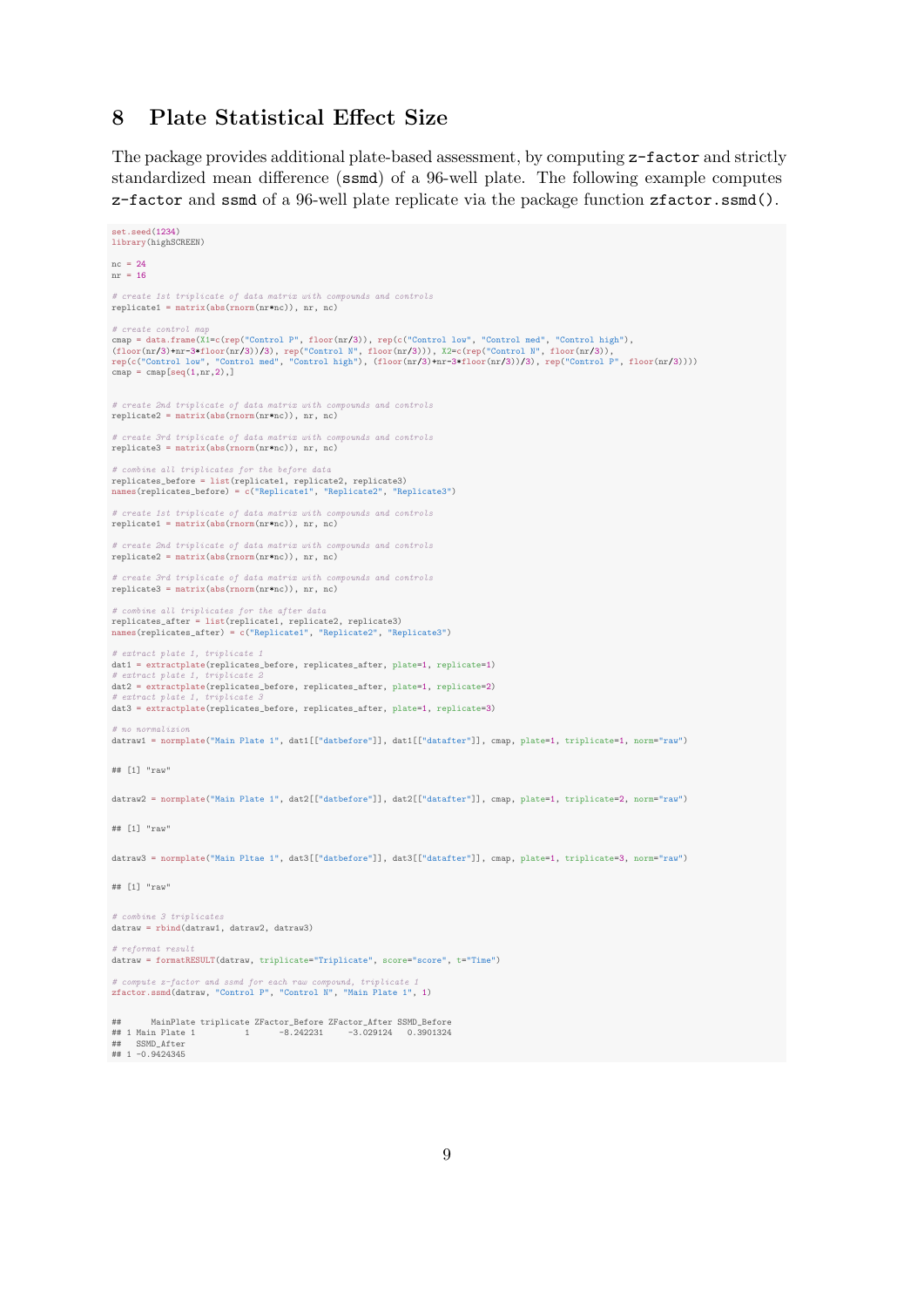# 8 Plate Statistical Effect Size

The package provides additional plate-based assessment, by computing `z-factor` and strictly standardized mean difference (`ssmd`) of a 96-well plate. The following example computes `z-factor` and `ssmd` of a 96-well plate replicate via the package function `zfactor.ssmd()`.

```
set.seed(1234)
library(highSCREEN)

nc = 24
nr = 16

# create 1st triplicate of data matrix with compounds and controls
replicate1 = matrix(abs(rnorm(nr*nc)), nr, nc)

# create control map
cmap = data.frame(X1=c(rep("Control P", floor(nr/3)), rep(c("Control low", "Control med", "Control high"),
(floor(nr/3)+nr-3*floor(nr/3))/3), rep("Control N", floor(nr/3))), X2=c(rep("Control N", floor(nr/3)),
rep(c("Control low", "Control med", "Control high"), (floor(nr/3)+nr-3*floor(nr/3))/3), rep("Control P", floor(nr/3))))
cmap = cmap[seq(1,nr,2),]


# create 2nd triplicate of data matrix with compounds and controls
replicate2 = matrix(abs(rnorm(nr*nc)), nr, nc)

# create 3rd triplicate of data matrix with compounds and controls
replicate3 = matrix(abs(rnorm(nr*nc)), nr, nc)

# combine all triplicates for the before data
replicates_before = list(replicate1, replicate2, replicate3)
names(replicates_before) = c("Replicate1", "Replicate2", "Replicate3")

# create 1st triplicate of data matrix with compounds and controls
replicate1 = matrix(abs(rnorm(nr*nc)), nr, nc)

# create 2nd triplicate of data matrix with compounds and controls
replicate2 = matrix(abs(rnorm(nr*nc)), nr, nc)

# create 3rd triplicate of data matrix with compounds and controls
replicate3 = matrix(abs(rnorm(nr*nc)), nr, nc)

# combine all triplicates for the after data
replicates_after = list(replicate1, replicate2, replicate3)
names(replicates_after) = c("Replicate1", "Replicate2", "Replicate3")

# extract plate 1, triplicate 1
dat1 = extractplate(replicates_before, replicates_after, plate=1, replicate=1)
# extract plate 1, triplicate 2
dat2 = extractplate(replicates_before, replicates_after, plate=1, replicate=2)
# extract plate 1, triplicate 3
dat3 = extractplate(replicates_before, replicates_after, plate=1, replicate=3)

# no normalizion
datraw1 = normplate("Main Plate 1", dat1[["datbefore"]], dat1[["datafter"]], cmap, plate=1, triplicate=1, norm="raw")

## [1] "raw"

datraw2 = normplate("Main Plate 1", dat2[["datbefore"]], dat2[["datafter"]], cmap, plate=1, triplicate=2, norm="raw")

## [1] "raw"

datraw3 = normplate("Main Pltae 1", dat3[["datbefore"]], dat3[["datafter"]], cmap, plate=1, triplicate=3, norm="raw")

## [1] "raw"

# combine 3 triplicates
datraw = rbind(datraw1, datraw2, datraw3)

# reformat result
datraw = formatRESULT(datraw, triplicate="Triplicate", score="score", t="Time")

# compute z-factor and ssmd for each raw compound, triplicate 1
zfactor.ssmd(datraw, "Control P", "Control N", "Main Plate 1", 1)

##      MainPlate triplicate ZFactor_Before ZFactor_After SSMD_Before
## 1 Main Plate 1          1      -8.242231     -3.029124   0.3901324
##   SSMD_After
## 1 -0.9424345
```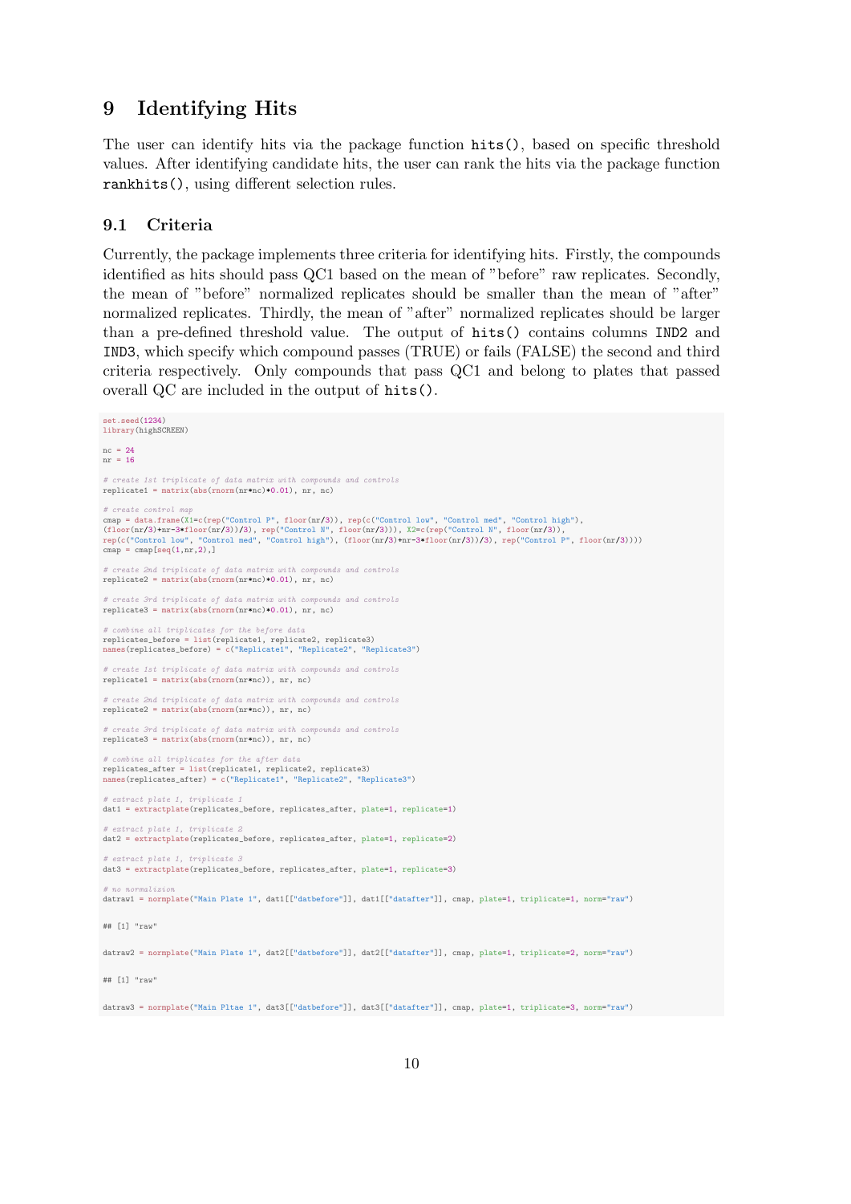## 9 Identifying Hits

The user can identify hits via the package function `hits()`, based on specific threshold values. After identifying candidate hits, the user can rank the hits via the package function `rankhits()`, using different selection rules.

### 9.1 Criteria

Currently, the package implements three criteria for identifying hits. Firstly, the compounds identified as hits should pass QC1 based on the mean of "before" raw replicates. Secondly, the mean of "before" normalized replicates should be smaller than the mean of "after" normalized replicates. Thirdly, the mean of "after" normalized replicates should be larger than a pre-defined threshold value. The output of `hits()` contains columns `IND2` and `IND3`, which specify which compound passes (TRUE) or fails (FALSE) the second and third criteria respectively. Only compounds that pass QC1 and belong to plates that passed overall QC are included in the output of `hits()`.

```
set.seed(1234)
library(highSCREEN)

nc = 24
nr = 16

# create 1st triplicate of data matrix with compounds and controls
replicate1 = matrix(abs(rnorm(nr*nc)*0.01), nr, nc)

# create control map
cmap = data.frame(X1=c(rep("Control P", floor(nr/3)), rep(c("Control low", "Control med", "Control high"),
(floor(nr/3)+nr-3*floor(nr/3))/3), rep("Control N", floor(nr/3))), X2=c(rep("Control N", floor(nr/3)),
rep(c("Control low", "Control med", "Control high"), (floor(nr/3)+nr-3*floor(nr/3))/3), rep("Control P", floor(nr/3))))
cmap = cmap[seq(1,nr,2),]

# create 2nd triplicate of data matrix with compounds and controls
replicate2 = matrix(abs(rnorm(nr*nc)*0.01), nr, nc)

# create 3rd triplicate of data matrix with compounds and controls
replicate3 = matrix(abs(rnorm(nr*nc)*0.01), nr, nc)

# combine all triplicates for the before data
replicates_before = list(replicate1, replicate2, replicate3)
names(replicates_before) = c("Replicate1", "Replicate2", "Replicate3")

# create 1st triplicate of data matrix with compounds and controls
replicate1 = matrix(abs(rnorm(nr*nc)), nr, nc)

# create 2nd triplicate of data matrix with compounds and controls
replicate2 = matrix(abs(rnorm(nr*nc)), nr, nc)

# create 3rd triplicate of data matrix with compounds and controls
replicate3 = matrix(abs(rnorm(nr*nc)), nr, nc)

# combine all triplicates for the after data
replicates_after = list(replicate1, replicate2, replicate3)
names(replicates_after) = c("Replicate1", "Replicate2", "Replicate3")

# extract plate 1, triplicate 1
dat1 = extractplate(replicates_before, replicates_after, plate=1, replicate=1)

# extract plate 1, triplicate 2
dat2 = extractplate(replicates_before, replicates_after, plate=1, replicate=2)

# extract plate 1, triplicate 3
dat3 = extractplate(replicates_before, replicates_after, plate=1, replicate=3)

# no normalizion
datraw1 = normplate("Main Plate 1", dat1[["datbefore"]], dat1[["datafter"]], cmap, plate=1, triplicate=1, norm="raw")

## [1] "raw"

datraw2 = normplate("Main Plate 1", dat2[["datbefore"]], dat2[["datafter"]], cmap, plate=1, triplicate=2, norm="raw")

## [1] "raw"

datraw3 = normplate("Main Pltae 1", dat3[["datbefore"]], dat3[["datafter"]], cmap, plate=1, triplicate=3, norm="raw")
```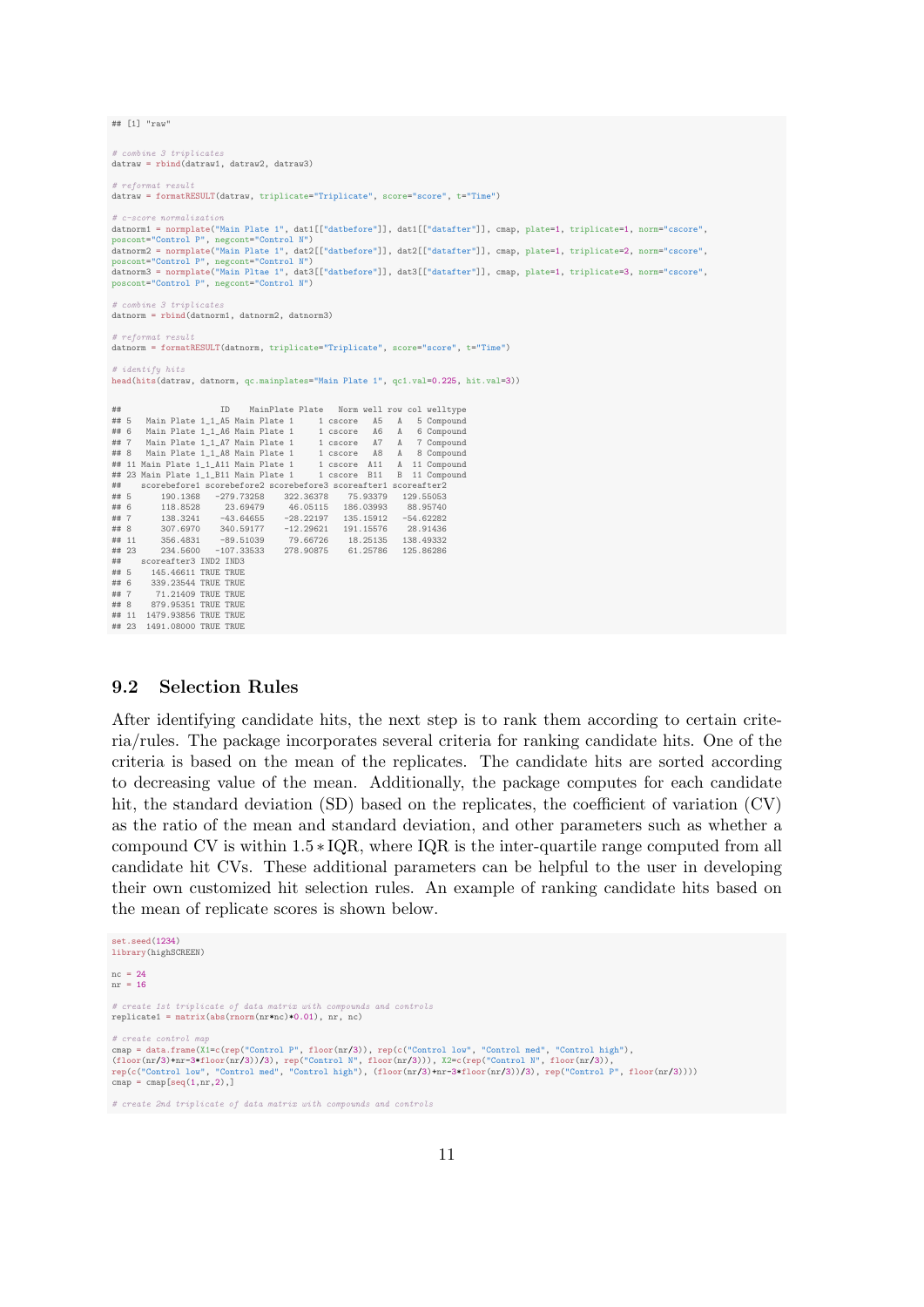```
## [1] "raw"

# combine 3 triplicates
datraw = rbind(datraw1, datraw2, datraw3)

# reformat result
datraw = formatRESULT(datraw, triplicate="Triplicate", score="score", t="Time")

# c-score normalization
datnorm1 = normplate("Main Plate 1", dat1[["datbefore"]], dat1[["datafter"]], cmap, plate=1, triplicate=1, norm="cscore",
poscont="Control P", negcont="Control N")
datnorm2 = normplate("Main Plate 1", dat2[["datbefore"]], dat2[["datafter"]], cmap, plate=1, triplicate=2, norm="cscore",
poscont="Control P", negcont="Control N")
datnorm3 = normplate("Main Pltae 1", dat3[["datbefore"]], dat3[["datafter"]], cmap, plate=1, triplicate=3, norm="cscore",
poscont="Control P", negcont="Control N")

# combine 3 triplicates
datnorm = rbind(datnorm1, datnorm2, datnorm3)

# reformat result
datnorm = formatRESULT(datnorm, triplicate="Triplicate", score="score", t="Time")

# identify hits
head(hits(datraw, datnorm, qc.mainplates="Main Plate 1", qc1.val=0.225, hit.val=3))

##                    ID    MainPlate Plate   Norm well row col welltype
## 5   Main Plate 1_1_A5 Main Plate 1     1 cscore   A5   A   5 Compound
## 6   Main Plate 1_1_A6 Main Plate 1     1 cscore   A6   A   6 Compound
## 7   Main Plate 1_1_A7 Main Plate 1     1 cscore   A7   A   7 Compound
## 8   Main Plate 1_1_A8 Main Plate 1     1 cscore   A8   A   8 Compound
## 11 Main Plate 1_1_A11 Main Plate 1     1 cscore  A11   A  11 Compound
## 23 Main Plate 1_1_B11 Main Plate 1     1 cscore  B11   B  11 Compound
##    scorebefore1 scorebefore2 scorebefore3 scoreafter1 scoreafter2
## 5      190.1368   -279.73258    322.36378    75.93379   129.55053
## 6      118.8528     23.69479     46.05115   186.03993    88.95740
## 7      138.3241    -43.64655    -28.22197   135.15912   -54.62282
## 8      307.6970    340.59177    -12.29621   191.15576    28.91436
## 11     356.4831    -89.51039     79.66726    18.25135   138.49332
## 23     234.5600   -107.33533    278.90875    61.25786   125.86286
##    scoreafter3 IND2 IND3
## 5    145.46611 TRUE TRUE
## 6    339.23544 TRUE TRUE
## 7     71.21409 TRUE TRUE
## 8    879.95351 TRUE TRUE
## 11  1479.93856 TRUE TRUE
## 23  1491.08000 TRUE TRUE
```

## 9.2 Selection Rules

After identifying candidate hits, the next step is to rank them according to certain criteria/rules. The package incorporates several criteria for ranking candidate hits. One of the criteria is based on the mean of the replicates. The candidate hits are sorted according to decreasing value of the mean. Additionally, the package computes for each candidate hit, the standard deviation (SD) based on the replicates, the coefficient of variation (CV) as the ratio of the mean and standard deviation, and other parameters such as whether a compound CV is within $1.5 * \text{IQR}$, where IQR is the inter-quartile range computed from all candidate hit CVs. These additional parameters can be helpful to the user in developing their own customized hit selection rules. An example of ranking candidate hits based on the mean of replicate scores is shown below.

```
set.seed(1234)
library(highSCREEN)

nc = 24
nr = 16

# create 1st triplicate of data matrix with compounds and controls
replicate1 = matrix(abs(rnorm(nr*nc)*0.01), nr, nc)

# create control map
cmap = data.frame(X1=c(rep("Control P", floor(nr/3)), rep(c("Control low", "Control med", "Control high"),
(floor(nr/3)+nr-3*floor(nr/3))/3), rep("Control N", floor(nr/3))), X2=c(rep("Control N", floor(nr/3)),
rep(c("Control low", "Control med", "Control high"), (floor(nr/3)+nr-3*floor(nr/3))/3), rep("Control P", floor(nr/3))))
cmap = cmap[seq(1,nr,2),]

# create 2nd triplicate of data matrix with compounds and controls
```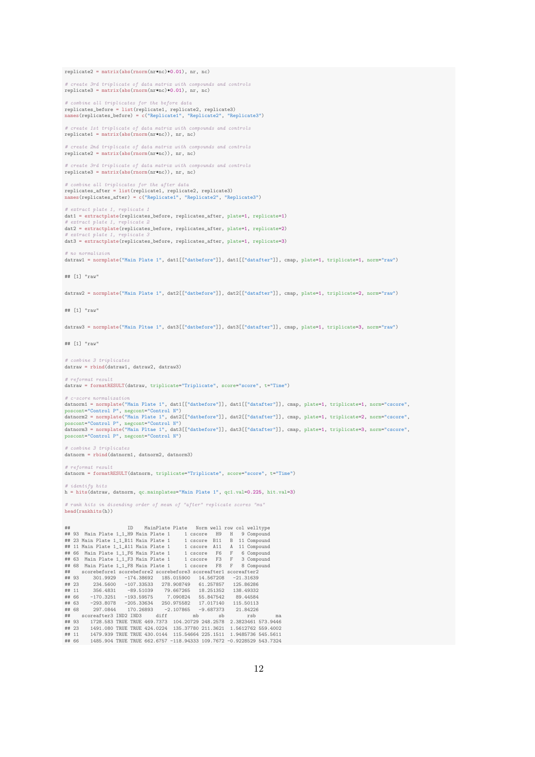```r
replicate2 = matrix(abs(rnorm(nr*nc)*0.01), nr, nc)

# create 3rd triplicate of data matrix with compounds and controls
replicate3 = matrix(abs(rnorm(nr*nc)*0.01), nr, nc)

# combine all triplicates for the before data
replicates_before = list(replicate1, replicate2, replicate3)
names(replicates_before) = c("Replicate1", "Replicate2", "Replicate3")

# create 1st triplicate of data matrix with compounds and controls
replicate1 = matrix(abs(rnorm(nr*nc)), nr, nc)

# create 2nd triplicate of data matrix with compounds and controls
replicate2 = matrix(abs(rnorm(nr*nc)), nr, nc)

# create 3rd triplicate of data matrix with compounds and controls
replicate3 = matrix(abs(rnorm(nr*nc)), nr, nc)

# combine all triplicates for the after data
replicates_after = list(replicate1, replicate2, replicate3)
names(replicates_after) = c("Replicate1", "Replicate2", "Replicate3")

# extract plate 1, replicate 1
dat1 = extractplate(replicates_before, replicates_after, plate=1, replicate=1)
# extract plate 1, replicate 2
dat2 = extractplate(replicates_before, replicates_after, plate=1, replicate=2)
# extract plate 1, replicate 3
dat3 = extractplate(replicates_before, replicates_after, plate=1, replicate=3)

# no normalization
datraw1 = normplate("Main Plate 1", dat1[["datbefore"]], dat1[["datafter"]], cmap, plate=1, triplicate=1, norm="raw")

## [1] "raw"

datraw2 = normplate("Main Plate 1", dat2[["datbefore"]], dat2[["datafter"]], cmap, plate=1, triplicate=2, norm="raw")

## [1] "raw"

datraw3 = normplate("Main Pltae 1", dat3[["datbefore"]], dat3[["datafter"]], cmap, plate=1, triplicate=3, norm="raw")

## [1] "raw"

# combine 3 triplicates
datraw = rbind(datraw1, datraw2, datraw3)

# reformat result
datraw = formatRESULT(datraw, triplicate="Triplicate", score="score", t="Time")

# c-score normalization
datnorm1 = normplate("Main Plate 1", dat1[["datbefore"]], dat1[["datafter"]], cmap, plate=1, triplicate=1, norm="cscore",
poscont="Control P", negcont="Control N")
datnorm2 = normplate("Main Plate 1", dat2[["datbefore"]], dat2[["datafter"]], cmap, plate=1, triplicate=2, norm="cscore",
poscont="Control P", negcont="Control N")
datnorm3 = normplate("Main Pltae 1", dat3[["datbefore"]], dat3[["datafter"]], cmap, plate=1, triplicate=3, norm="cscore",
poscont="Control P", negcont="Control N")

# combine 3 triplicates
datnorm = rbind(datnorm1, datnorm2, datnorm3)

# reformat result
datnorm = formatRESULT(datnorm, triplicate="Triplicate", score="score", t="Time")

# identify hits
h = hits(datraw, datnorm, qc.mainplates="Main Plate 1", qc1.val=0.225, hit.val=3)

# rank hits in disending order of mean of "after" replicate scores "ma"
head(rankhits(h))

##                    ID    MainPlate Plate   Norm well row col welltype
## 93  Main Plate 1_1_H9 Main Plate 1     1 cscore   H9   H   9 Compound
## 23 Main Plate 1_1_B11 Main Plate 1     1 cscore  B11   B  11 Compound
## 11 Main Plate 1_1_A11 Main Plate 1     1 cscore  A11   A  11 Compound
## 66  Main Plate 1_1_F6 Main Plate 1     1 cscore   F6   F   6 Compound
## 63  Main Plate 1_1_F3 Main Plate 1     1 cscore   F3   F   3 Compound
## 68  Main Plate 1_1_F8 Main Plate 1     1 cscore   F8   F   8 Compound
##    scorebefore1 scorebefore2 scorebefore3 scoreafter1 scoreafter2
## 93     301.9929   -174.38692   185.015900   14.567208   -21.31639
## 23     234.5600   -107.33533   278.908749   61.257857   125.86286
## 11     356.4831    -89.51039    79.667265   18.251352   138.49332
## 66    -170.3251   -193.59575     7.090824   55.847542    89.44584
## 63    -293.8078   -205.33634   250.975582   17.017140   115.50113
## 68     297.0844    170.26893    -2.107865   -9.687373    21.84226
##    scoreafter3 IND2 IND3     diff         mb       sb        rsb       ma
## 93    1728.583 TRUE TRUE 469.7373  104.20729 248.2578  2.3823461 573.9446
## 23    1491.080 TRUE TRUE 424.0224  135.37780 211.3621  1.5612762 559.4002
## 11    1479.939 TRUE TRUE 430.0144  115.54664 225.1511  1.9485736 545.5611
## 66    1485.904 TRUE TRUE 662.6757 -118.94333 109.7672 -0.9228529 543.7324
```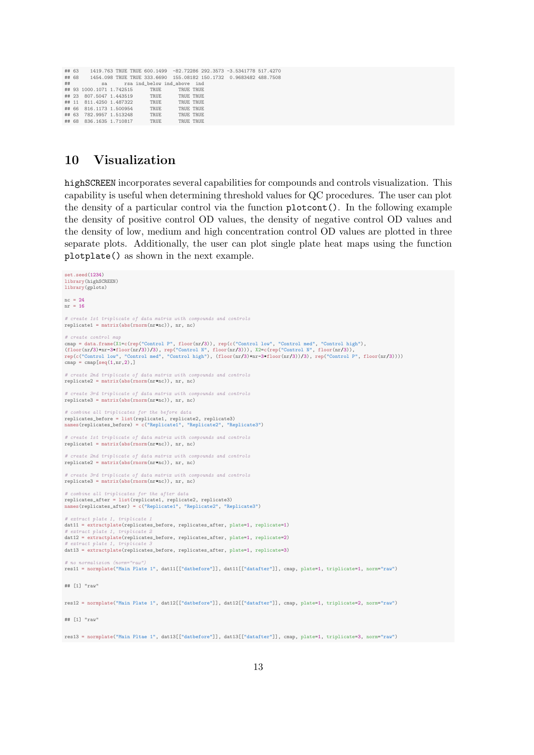```
## 63    1419.763 TRUE TRUE 600.1499  -82.72286 292.3573 -3.5341778 517.4270
## 68    1454.098 TRUE TRUE 333.6690  155.08182 150.1732  0.9683482 488.7508
##            sa      rsa ind_below ind_above  ind
## 93 1000.1071 1.742515      TRUE      TRUE TRUE
## 23  807.5047 1.443519      TRUE      TRUE TRUE
## 11  811.4250 1.487322      TRUE      TRUE TRUE
## 66  816.1173 1.500954      TRUE      TRUE TRUE
## 63  782.9957 1.513248      TRUE      TRUE TRUE
## 68  836.1635 1.710817      TRUE      TRUE TRUE
```

# 10 Visualization

highSCREEN incorporates several capabilities for compounds and controls visualization. This capability is useful when determining threshold values for QC procedures. The user can plot the density of a particular control via the function `plotcont()`. In the following example the density of positive control OD values, the density of negative control OD values and the density of low, medium and high concentration control OD values are plotted in three separate plots. Additionally, the user can plot single plate heat maps using the function `plotplate()` as shown in the next example.

```
set.seed(1234)
library(highSCREEN)
library(gplots)

nc = 24
nr = 16

# create 1st triplicate of data matrix with compounds and controls
replicate1 = matrix(abs(rnorm(nr*nc)), nr, nc)

# create control map
cmap = data.frame(X1=c(rep("Control P", floor(nr/3)), rep(c("Control low", "Control med", "Control high"),
(floor(nr/3)+nr-3*floor(nr/3))/3), rep("Control N", floor(nr/3))), X2=c(rep("Control N", floor(nr/3)),
rep(c("Control low", "Control med", "Control high"), (floor(nr/3)+nr-3*floor(nr/3))/3), rep("Control P", floor(nr/3))))
cmap = cmap[seq(1,nr,2),]

# create 2nd triplicate of data matrix with compounds and controls
replicate2 = matrix(abs(rnorm(nr*nc)), nr, nc)

# create 3rd triplicate of data matrix with compounds and controls
replicate3 = matrix(abs(rnorm(nr*nc)), nr, nc)

# combine all triplicates for the before data
replicates_before = list(replicate1, replicate2, replicate3)
names(replicates_before) = c("Replicate1", "Replicate2", "Replicate3")

# create 1st triplicate of data matrix with compounds and controls
replicate1 = matrix(abs(rnorm(nr*nc)), nr, nc)

# create 2nd triplicate of data matrix with compounds and controls
replicate2 = matrix(abs(rnorm(nr*nc)), nr, nc)

# create 3rd triplicate of data matrix with compounds and controls
replicate3 = matrix(abs(rnorm(nr*nc)), nr, nc)

# combine all triplicates for the after data
replicates_after = list(replicate1, replicate2, replicate3)
names(replicates_after) = c("Replicate1", "Replicate2", "Replicate3")

# extract plate 1, triplicate 1
dat11 = extractplate(replicates_before, replicates_after, plate=1, replicate=1)
# extract plate 1, triplicate 2
dat12 = extractplate(replicates_before, replicates_after, plate=1, replicate=2)
# extract plate 1, triplicate 3
dat13 = extractplate(replicates_before, replicates_after, plate=1, replicate=3)

# no normalizion (norm="raw")
res11 = normplate("Main Plate 1", dat11[["datbefore"]], dat11[["datafter"]], cmap, plate=1, triplicate=1, norm="raw")

## [1] "raw"

res12 = normplate("Main Plate 1", dat12[["datbefore"]], dat12[["datafter"]], cmap, plate=1, triplicate=2, norm="raw")

## [1] "raw"

res13 = normplate("Main Pltae 1", dat13[["datbefore"]], dat13[["datafter"]], cmap, plate=1, triplicate=3, norm="raw")
```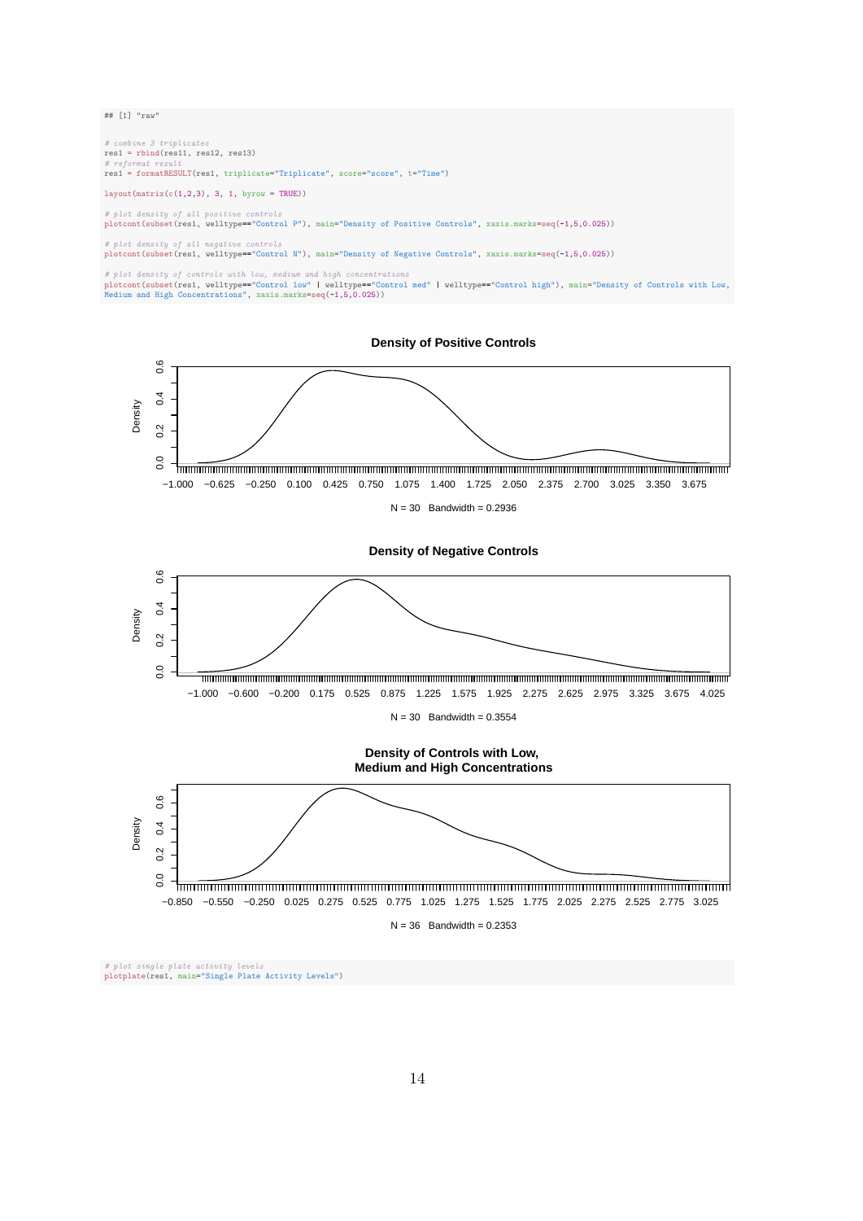```
## [1] "raw"

# combine 3 triplicates
res1 = rbind(res11, res12, res13)
# reformat result
res1 = formatRESULT(res1, triplicate="Triplicate", score="score", t="Time")

layout(matrix(c(1,2,3), 3, 1, byrow = TRUE))

# plot density of all positive controls
plotcont(subset(res1, welltype=="Control P"), main="Density of Positive Controls", xaxis.marks=seq(-1,5,0.025))

# plot density of all negative controls
plotcont(subset(res1, welltype=="Control N"), main="Density of Negative Controls", xaxis.marks=seq(-1,5,0.025))

# plot density of controls with low, medium and high concentrations
plotcont(subset(res1, welltype=="Control low" | welltype=="Control med" | welltype=="Control high"), main="Density of Controls with Low,
Medium and High Concentrations", xaxis.marks=seq(-1,5,0.025))
```

**Density of Positive Controls**

N = 30   Bandwidth = 0.2936

**Density of Negative Controls**

N = 30   Bandwidth = 0.3554

**Density of Controls with Low, Medium and High Concentrations**

N = 36   Bandwidth = 0.2353

```
# plot single plate activity levels
plotplate(res1, main="Single Plate Activity Levels")
```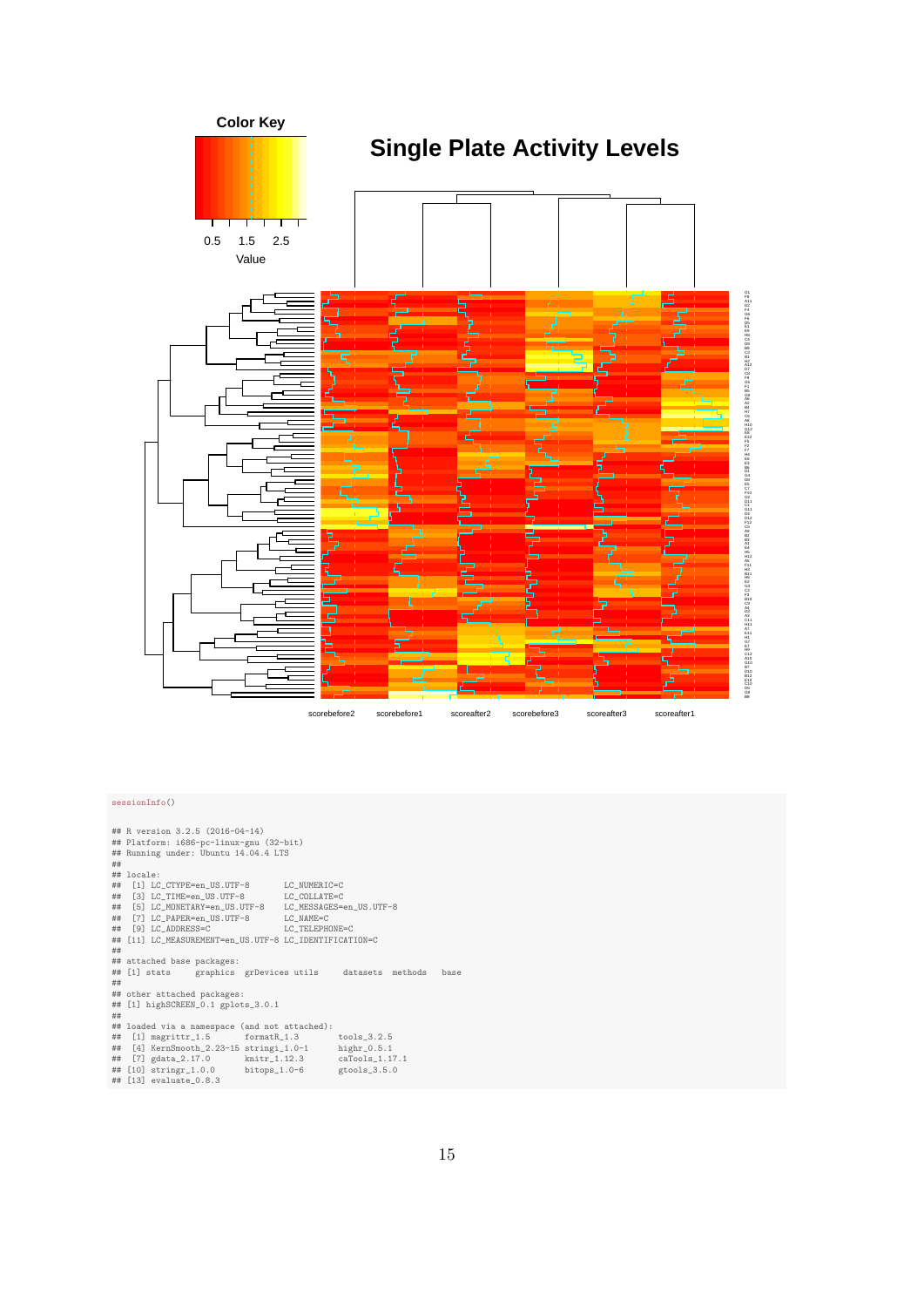```
sessionInfo()
```

```
## R version 3.2.5 (2016-04-14)
## Platform: i686-pc-linux-gnu (32-bit)
## Running under: Ubuntu 14.04.4 LTS
##
## locale:
##  [1] LC_CTYPE=en_US.UTF-8       LC_NUMERIC=C
##  [3] LC_TIME=en_US.UTF-8        LC_COLLATE=C
##  [5] LC_MONETARY=en_US.UTF-8    LC_MESSAGES=en_US.UTF-8
##  [7] LC_PAPER=en_US.UTF-8       LC_NAME=C
##  [9] LC_ADDRESS=C               LC_TELEPHONE=C
## [11] LC_MEASUREMENT=en_US.UTF-8 LC_IDENTIFICATION=C
##
## attached base packages:
## [1] stats     graphics  grDevices utils     datasets  methods   base
##
## other attached packages:
## [1] highSCREEN_0.1 gplots_3.0.1
##
## loaded via a namespace (and not attached):
##  [1] magrittr_1.5       formatR_1.3        tools_3.2.5
##  [4] KernSmooth_2.23-15 stringi_1.0-1      highr_0.5.1
##  [7] gdata_2.17.0       knitr_1.12.3       caTools_1.17.1
## [10] stringr_1.0.0      bitops_1.0-6       gtools_3.5.0
## [13] evaluate_0.8.3
```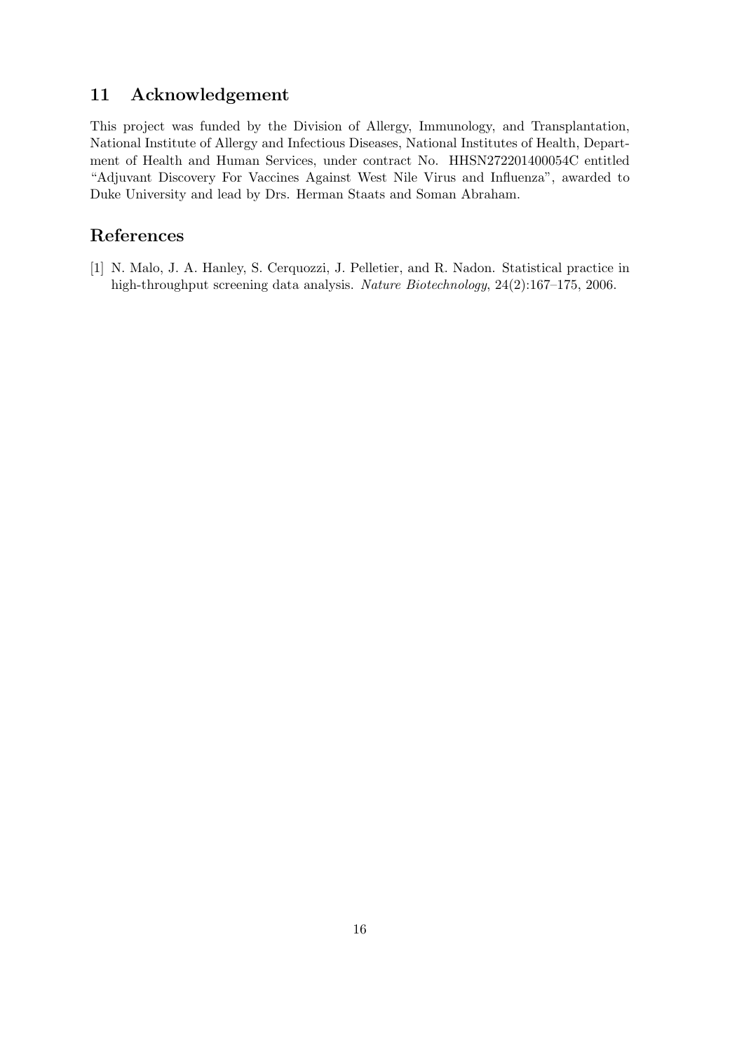## 11 Acknowledgement

This project was funded by the Division of Allergy, Immunology, and Transplantation, National Institute of Allergy and Infectious Diseases, National Institutes of Health, Department of Health and Human Services, under contract No. HHSN272201400054C entitled "Adjuvant Discovery For Vaccines Against West Nile Virus and Influenza", awarded to Duke University and lead by Drs. Herman Staats and Soman Abraham.

## References

[1] N. Malo, J. A. Hanley, S. Cerquozzi, J. Pelletier, and R. Nadon. Statistical practice in high-throughput screening data analysis. *Nature Biotechnology*, 24(2):167–175, 2006.